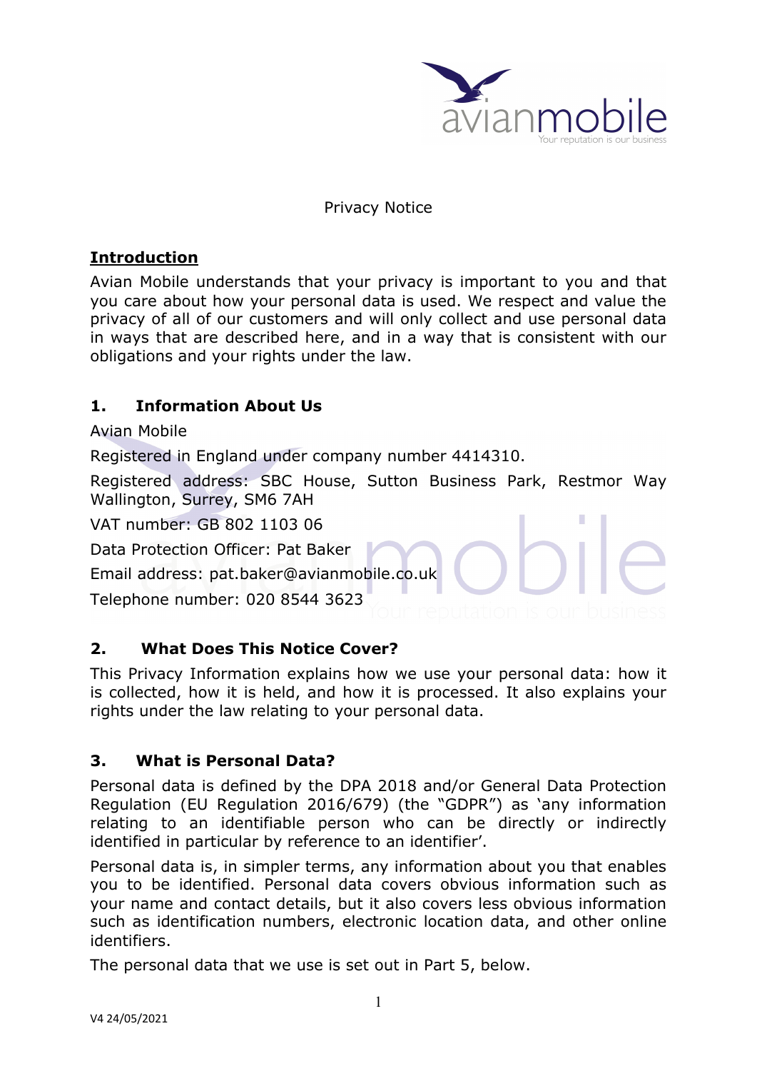Privacy Notice

## Introduction

Avian Mobile understands that your privacy is important to you and that you care about how your personal data is used. We respect and value the privacy of all of our customers and will only collect and use personal data in ways that are described here, and in a way that is consistent with our obligations and your rights under the law.

## 1. Information About Us

Avian Mobile

Registered in England under company number 4414310.

Registered address: SBC House, Sutton Business Park, Restmor Way Wallington, Surrey, SM6 7AH

VAT number: GB 802 1103 06

Data Protection Officer: Pat Baker

Email address: pat.baker@avianmobile.co.uk

Telephone number: 020 8544 3623

## 2. What Does This Notice Cover?

This Privacy Information explains how we use your personal data: how it is collected, how it is held, and how it is processed. It also explains your rights under the law relating to your personal data.

## 3. What is Personal Data?

Personal data is defined by the DPA 2018 and/or General Data Protection Regulation (EU Regulation 2016/679) (the "GDPR") as 'any information relating to an identifiable person who can be directly or indirectly identified in particular by reference to an identifier'.

Personal data is, in simpler terms, any information about you that enables you to be identified. Personal data covers obvious information such as your name and contact details, but it also covers less obvious information such as identification numbers, electronic location data, and other online identifiers.

The personal data that we use is set out in Part 5, below.

V4 24/05/2021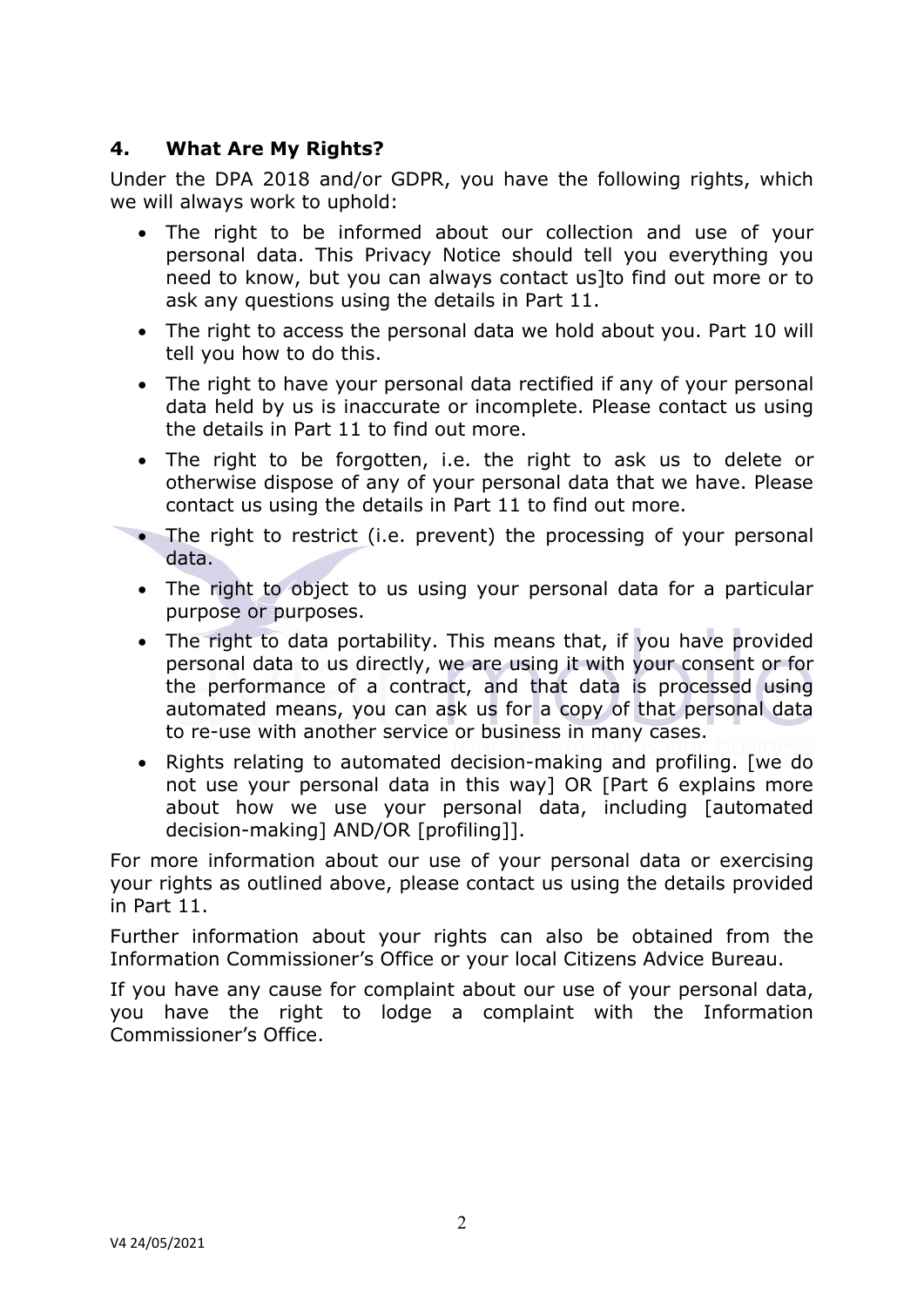## 4. What Are My Rights?

Under the DPA 2018 and/or GDPR, you have the following rights, which we will always work to uphold:

- The right to be informed about our collection and use of your personal data. This Privacy Notice should tell you everything you need to know, but you can always contact us]to find out more or to ask any questions using the details in Part 11.
- The right to access the personal data we hold about you. Part 10 will tell you how to do this.
- The right to have your personal data rectified if any of your personal data held by us is inaccurate or incomplete. Please contact us using the details in Part 11 to find out more.
- The right to be forgotten, i.e. the right to ask us to delete or otherwise dispose of any of your personal data that we have. Please contact us using the details in Part 11 to find out more.
- The right to restrict (i.e. prevent) the processing of your personal data.
- The right to object to us using your personal data for a particular purpose or purposes.
- The right to data portability. This means that, if you have provided personal data to us directly, we are using it with your consent or for the performance of a contract, and that data is processed using automated means, you can ask us for a copy of that personal data to re-use with another service or business in many cases.
- Rights relating to automated decision-making and profiling. [we do not use your personal data in this way] OR [Part 6 explains more about how we use your personal data, including [automated decision-making] AND/OR [profiling]].

For more information about our use of your personal data or exercising your rights as outlined above, please contact us using the details provided in Part 11.

Further information about your rights can also be obtained from the Information Commissioner's Office or your local Citizens Advice Bureau.

If you have any cause for complaint about our use of your personal data, you have the right to lodge a complaint with the Information Commissioner's Office.

V4 24/05/2021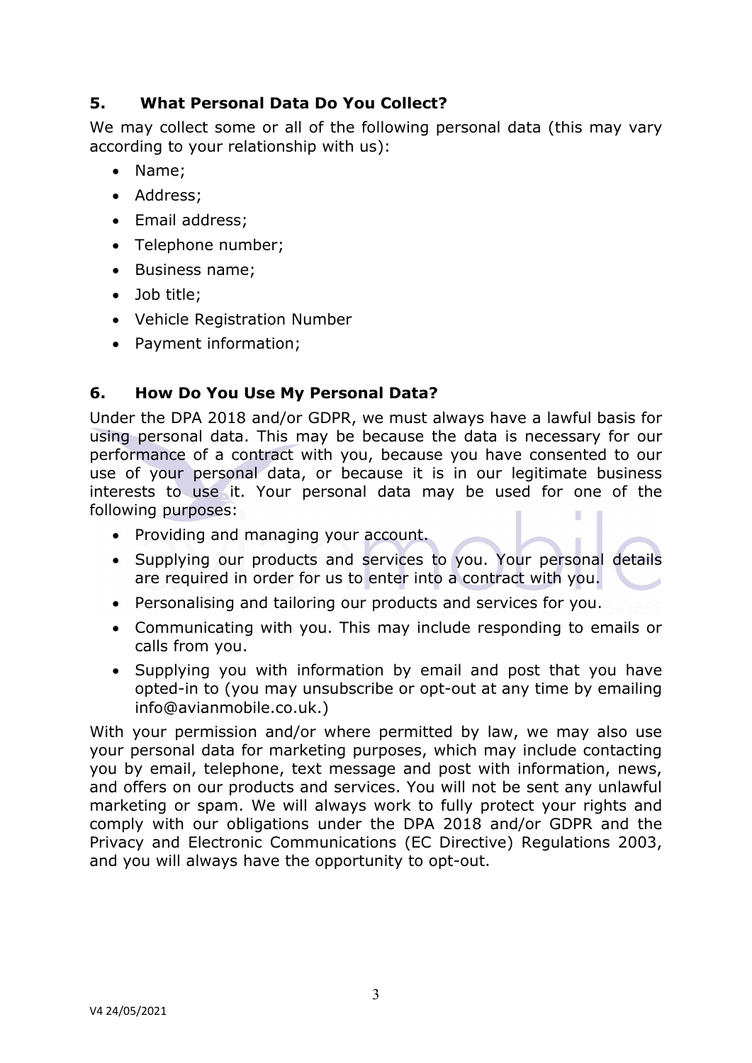## 5. What Personal Data Do You Collect?

We may collect some or all of the following personal data (this may vary according to your relationship with us):

- Name;
- Address;
- Email address;
- Telephone number;
- Business name;
- Job title;
- Vehicle Registration Number
- Payment information;

## 6. How Do You Use My Personal Data?

Under the DPA 2018 and/or GDPR, we must always have a lawful basis for using personal data. This may be because the data is necessary for our performance of a contract with you, because you have consented to our use of your personal data, or because it is in our legitimate business interests to use it. Your personal data may be used for one of the following purposes:

- Providing and managing your account.
- Supplying our products and services to you. Your personal details are required in order for us to enter into a contract with you.
- Personalising and tailoring our products and services for you.
- Communicating with you. This may include responding to emails or calls from you.
- Supplying you with information by email and post that you have opted-in to (you may unsubscribe or opt-out at any time by emailing info@avianmobile.co.uk.)

With your permission and/or where permitted by law, we may also use your personal data for marketing purposes, which may include contacting you by email, telephone, text message and post with information, news, and offers on our products and services. You will not be sent any unlawful marketing or spam. We will always work to fully protect your rights and comply with our obligations under the DPA 2018 and/or GDPR and the Privacy and Electronic Communications (EC Directive) Regulations 2003, and you will always have the opportunity to opt-out.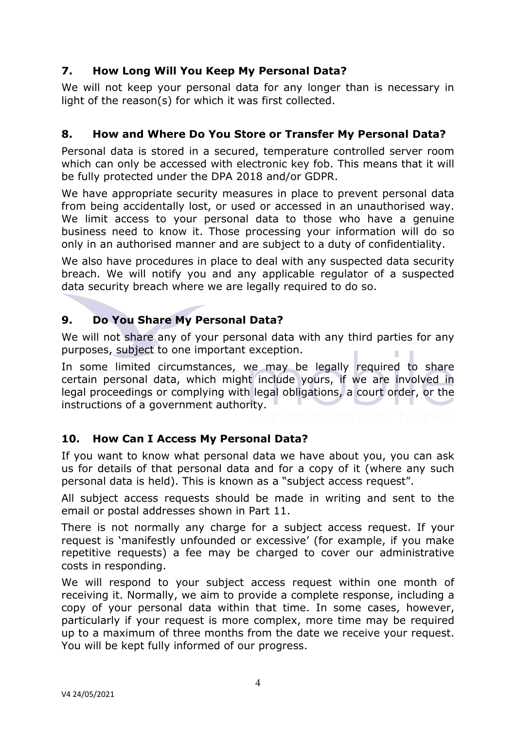## 7. How Long Will You Keep My Personal Data?

We will not keep your personal data for any longer than is necessary in light of the reason(s) for which it was first collected.

## 8. How and Where Do You Store or Transfer My Personal Data?

Personal data is stored in a secured, temperature controlled server room which can only be accessed with electronic key fob. This means that it will be fully protected under the DPA 2018 and/or GDPR.

We have appropriate security measures in place to prevent personal data from being accidentally lost, or used or accessed in an unauthorised way. We limit access to your personal data to those who have a genuine business need to know it. Those processing your information will do so only in an authorised manner and are subject to a duty of confidentiality.

We also have procedures in place to deal with any suspected data security breach. We will notify you and any applicable regulator of a suspected data security breach where we are legally required to do so.

## 9. Do You Share My Personal Data?

We will not share any of your personal data with any third parties for any purposes, subject to one important exception.

In some limited circumstances, we may be legally required to share certain personal data, which might include yours, if we are involved in legal proceedings or complying with legal obligations, a court order, or the instructions of a government authority.

## 10. How Can I Access My Personal Data?

If you want to know what personal data we have about you, you can ask us for details of that personal data and for a copy of it (where any such personal data is held). This is known as a "subject access request".

All subject access requests should be made in writing and sent to the email or postal addresses shown in Part 11.

There is not normally any charge for a subject access request. If your request is 'manifestly unfounded or excessive' (for example, if you make repetitive requests) a fee may be charged to cover our administrative costs in responding.

We will respond to your subject access request within one month of receiving it. Normally, we aim to provide a complete response, including a copy of your personal data within that time. In some cases, however, particularly if your request is more complex, more time may be required up to a maximum of three months from the date we receive your request. You will be kept fully informed of our progress.

V4 24/05/2021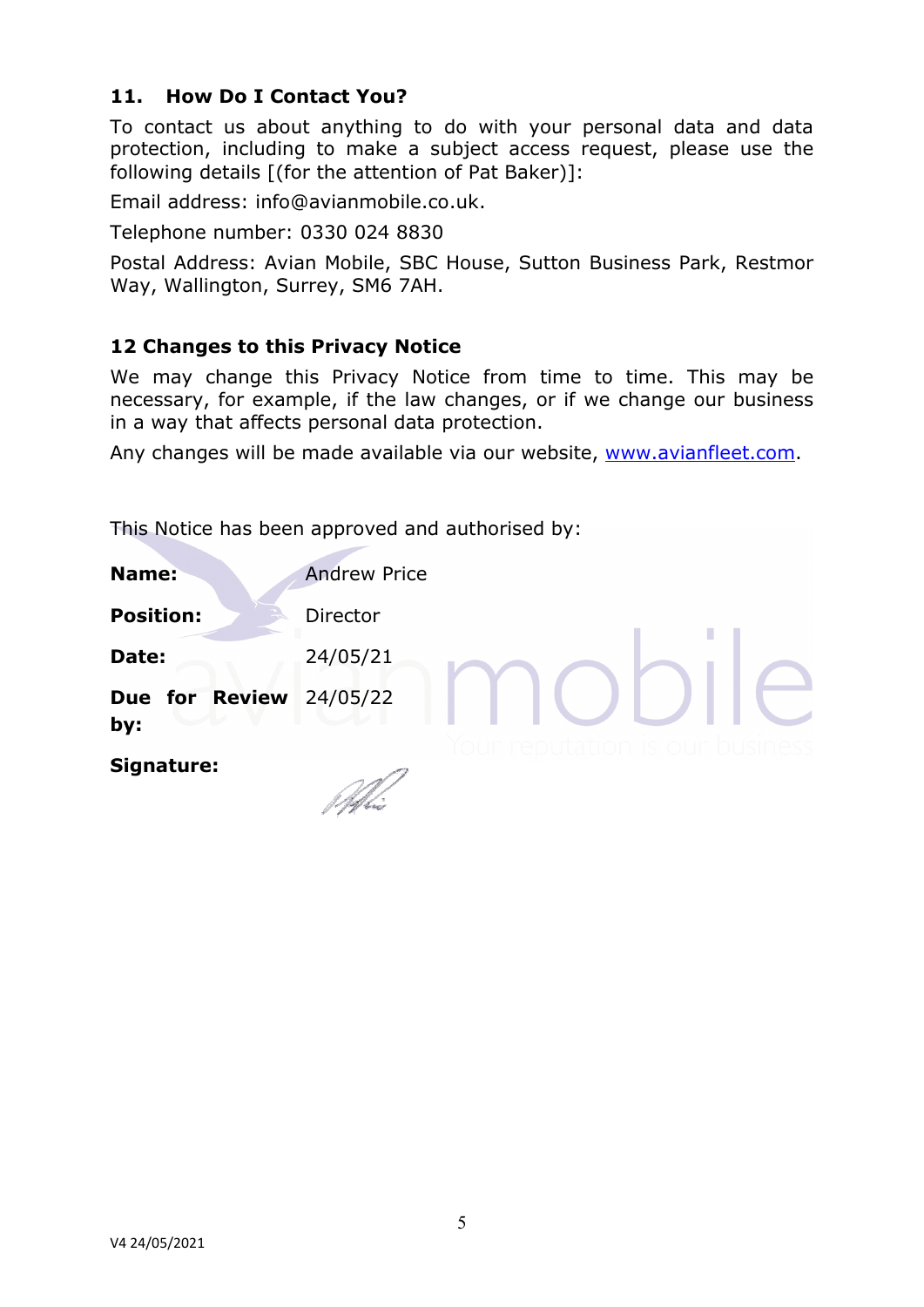### 11. How Do I Contact You?

To contact us about anything to do with your personal data and data protection, including to make a subject access request, please use the following details [(for the attention of Pat Baker)]:

Email address: info@avianmobile.co.uk.

Telephone number: 0330 024 8830

Postal Address: Avian Mobile, SBC House, Sutton Business Park, Restmor Way, Wallington, Surrey, SM6 7AH.

### 12 Changes to this Privacy Notice

We may change this Privacy Notice from time to time. This may be necessary, for example, if the law changes, or if we change our business in a way that affects personal data protection.

Any changes will be made available via our website, www.avianfleet.com.

This Notice has been approved and authorised by:

| | |
|---|---|
| **Name:** | Andrew Price |
| **Position:** | Director |
| **Date:** | 24/05/21 |
| **Due for Review by:** | 24/05/22 |
| **Signature:** | |

V4 24/05/2021